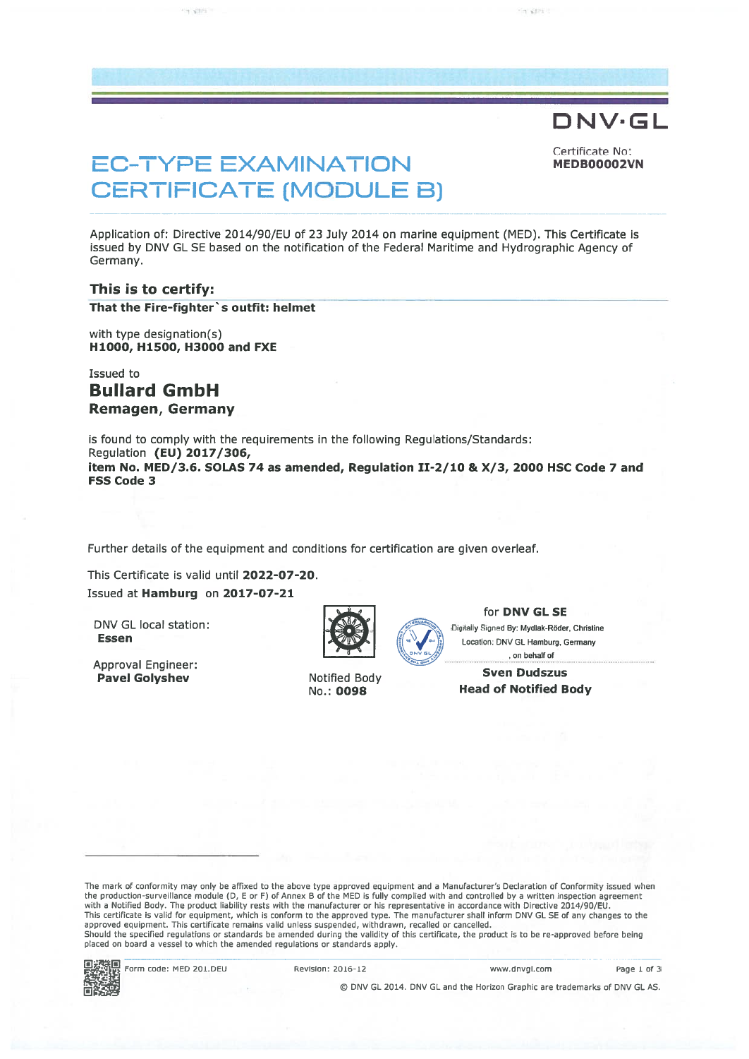DNV·GL

# EC-TYPE EXAMINATION CERTIFICATE (MODULE B)

Certificate No:
**MEDB00002VN**

Application of: Directive 2014/90/EU of 23 July 2014 on marine equipment (MED). This Certificate is issued by DNV GL SE based on the notification of the Federal Maritime and Hydrographic Agency of Germany.

## This is to certify:

**That the Fire-fighter`s outfit: helmet**

with type designation(s)
**H1000, H1500, H3000 and FXE**

Issued to
## Bullard GmbH
**Remagen, Germany**

is found to comply with the requirements in the following Regulations/Standards:
Regulation **(EU) 2017/306,**
**item No. MED/3.6. SOLAS 74 as amended, Regulation II-2/10 & X/3, 2000 HSC Code 7 and FSS Code 3**

Further details of the equipment and conditions for certification are given overleaf.

This Certificate is valid until **2022-07-20**.
Issued at **Hamburg** on **2017-07-21**

DNV GL local station:
**Essen**

Approval Engineer:
**Pavel Golyshev**

Notified Body
No.: **0098**

for **DNV GL SE**
Digitally Signed By: Mydlak-Röder, Christine
Location: DNV GL Hamburg, Germany
, on behalf of

**Sven Dudszus**
**Head of Notified Body**

The mark of conformity may only be affixed to the above type approved equipment and a Manufacturer's Declaration of Conformity issued when the production-surveillance module (D, E or F) of Annex B of the MED is fully complied with and controlled by a written inspection agreement with a Notified Body. The product liability rests with the manufacturer or his representative in accordance with Directive 2014/90/EU.
This certificate is valid for equipment, which is conform to the approved type. The manufacturer shall inform DNV GL SE of any changes to the approved equipment. This certificate remains valid unless suspended, withdrawn, recalled or cancelled.
Should the specified regulations or standards be amended during the validity of this certificate, the product is to be re-approved before being placed on board a vessel to which the amended regulations or standards apply.

Form code: MED 201.DEU | Revision: 2016-12 | www.dnvgl.com

© DNV GL 2014. DNV GL and the Horizon Graphic are trademarks of DNV GL AS.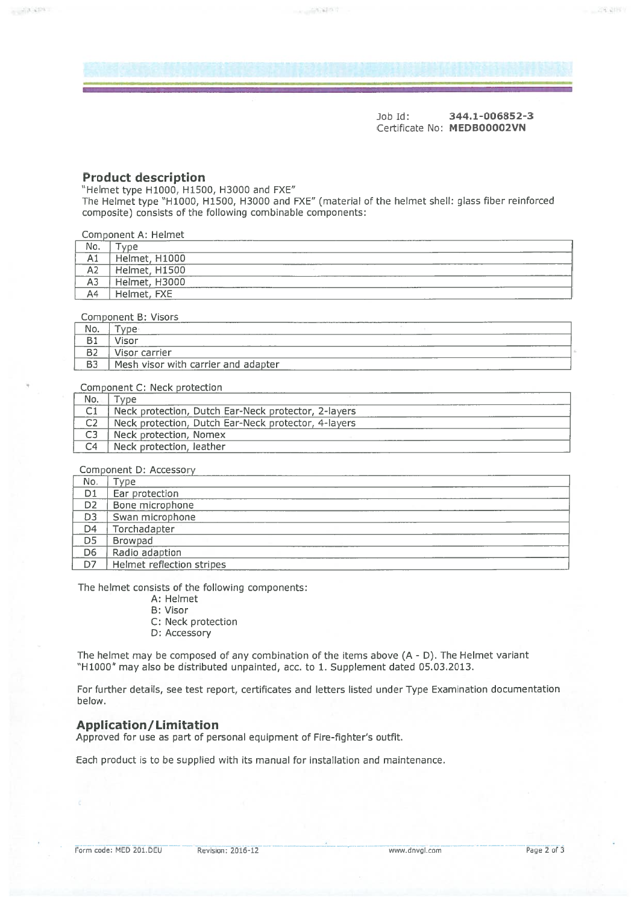Job Id: **344.1-006852-3**
Certificate No: **MEDB00002VN**

## Product description

"Helmet type H1000, H1500, H3000 and FXE"
The Helmet type "H1000, H1500, H3000 and FXE" (material of the helmet shell: glass fiber reinforced composite) consists of the following combinable components:

Component A: Helmet

| No. | Type |
|---|---|
| A1 | Helmet, H1000 |
| A2 | Helmet, H1500 |
| A3 | Helmet, H3000 |
| A4 | Helmet, FXE |

Component B: Visors

| No. | Type |
|---|---|
| B1 | Visor |
| B2 | Visor carrier |
| B3 | Mesh visor with carrier and adapter |

Component C: Neck protection

| No. | Type |
|---|---|
| C1 | Neck protection, Dutch Ear-Neck protector, 2-layers |
| C2 | Neck protection, Dutch Ear-Neck protector, 4-layers |
| C3 | Neck protection, Nomex |
| C4 | Neck protection, leather |

Component D: Accessory

| No. | Type |
|---|---|
| D1 | Ear protection |
| D2 | Bone microphone |
| D3 | Swan microphone |
| D4 | Torchadapter |
| D5 | Browpad |
| D6 | Radio adaption |
| D7 | Helmet reflection stripes |

The helmet consists of the following components:

- A: Helmet
- B: Visor
- C: Neck protection
- D: Accessory

The helmet may be composed of any combination of the items above (A - D). The Helmet variant "H1000" may also be distributed unpainted, acc. to 1. Supplement dated 05.03.2013.

For further details, see test report, certificates and letters listed under Type Examination documentation below.

## Application/Limitation

Approved for use as part of personal equipment of Fire-fighter's outfit.

Each product is to be supplied with its manual for installation and maintenance.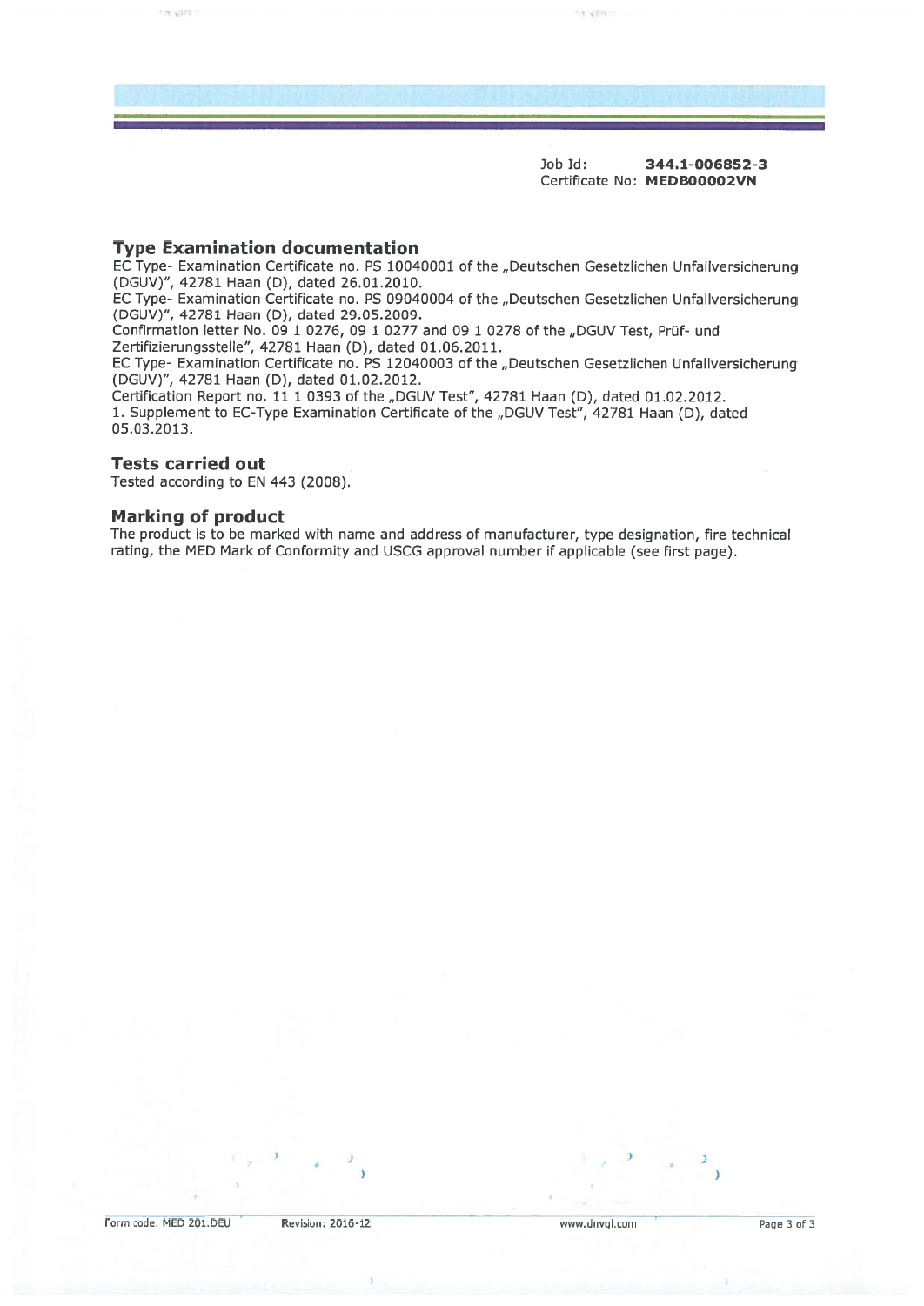Job Id: **344.1-006852-3**
Certificate No: **MEDB00002VN**

## Type Examination documentation

EC Type- Examination Certificate no. PS 10040001 of the „Deutschen Gesetzlichen Unfallversicherung (DGUV)", 42781 Haan (D), dated 26.01.2010.
EC Type- Examination Certificate no. PS 09040004 of the „Deutschen Gesetzlichen Unfallversicherung (DGUV)", 42781 Haan (D), dated 29.05.2009.
Confirmation letter No. 09 1 0276, 09 1 0277 and 09 1 0278 of the „DGUV Test, Prüf- und Zertifizierungsstelle", 42781 Haan (D), dated 01.06.2011.
EC Type- Examination Certificate no. PS 12040003 of the „Deutschen Gesetzlichen Unfallversicherung (DGUV)", 42781 Haan (D), dated 01.02.2012.
Certification Report no. 11 1 0393 of the „DGUV Test", 42781 Haan (D), dated 01.02.2012.
1. Supplement to EC-Type Examination Certificate of the „DGUV Test", 42781 Haan (D), dated 05.03.2013.

## Tests carried out

Tested according to EN 443 (2008).

## Marking of product

The product is to be marked with name and address of manufacturer, type designation, fire technical rating, the MED Mark of Conformity and USCG approval number if applicable (see first page).

Form code: MED 201.DEU Revision: 2016-12 www.dnvgl.com